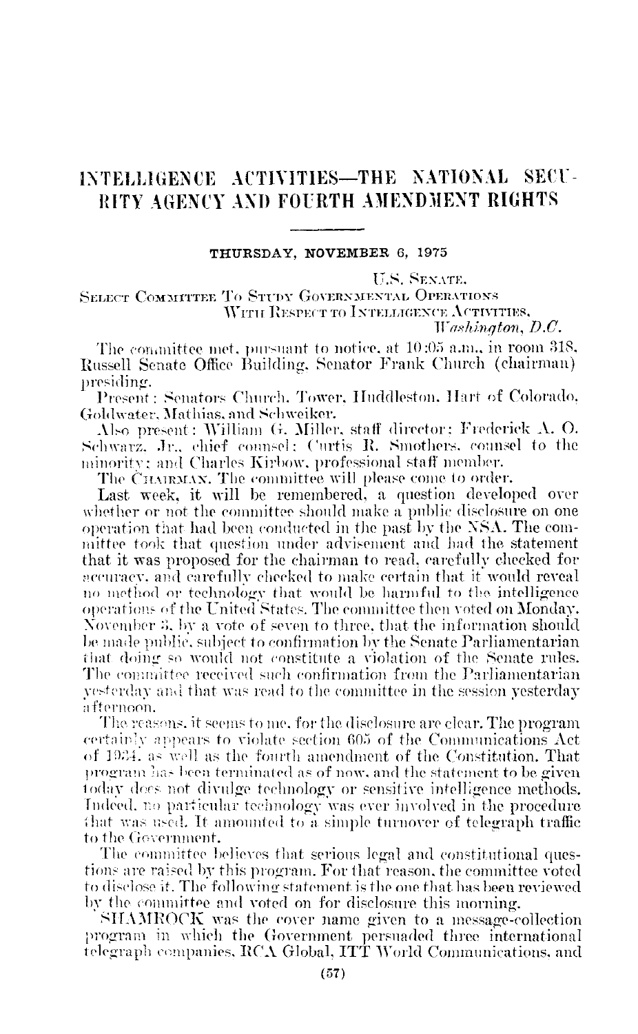# INTELLIGENCE ACTIVITIES—THE NATIONAL SECURITY AGENCY AND FOURTH AMENDMENT RIGHTS

**THURSDAY, NOVEMBER 6, 1975**

U.S. SENATE,
SELECT COMMITTEE TO STUDY GOVERNMENTAL OPERATIONS
WITH RESPECT TO INTELLIGENCE ACTIVITIES,
*Washington, D.C.*

The committee met, pursuant to notice, at 10:05 a.m., in room 318, Russell Senate Office Building, Senator Frank Church (chairman) presiding.

Present: Senators Church, Tower, Huddleston, Hart of Colorado, Goldwater, Mathias, and Schweiker.

Also present: William G. Miller, staff director; Frederick A. O. Schwarz, Jr., chief counsel; Curtis R. Smothers, counsel to the minority; and Charles Kirbow, professional staff member.

The CHAIRMAN. The committee will please come to order.

Last week, it will be remembered, a question developed over whether or not the committee should make a public disclosure on one operation that had been conducted in the past by the NSA. The committee took that question under advisement and had the statement that it was proposed for the chairman to read, carefully checked for accuracy, and carefully checked to make certain that it would reveal no method or technology that would be harmful to the intelligence operations of the United States. The committee then voted on Monday, November 3, by a vote of seven to three, that the information should be made public, subject to confirmation by the Senate Parliamentarian that doing so would not constitute a violation of the Senate rules. The committee received such confirmation from the Parliamentarian yesterday and that was read to the committee in the session yesterday afternoon.

The reasons, it seems to me, for the disclosure are clear. The program certainly appears to violate section 605 of the Communications Act of 1934, as well as the fourth amendment of the Constitution. That program has been terminated as of now, and the statement to be given today does not divulge technology or sensitive intelligence methods. Indeed, no particular technology was ever involved in the procedure that was used. It amounted to a simple turnover of telegraph traffic to the Government.

The committee believes that serious legal and constitutional questions are raised by this program. For that reason, the committee voted to disclose it. The following statement is the one that has been reviewed by the committee and voted on for disclosure this morning.

SHAMROCK was the cover name given to a message-collection program in which the Government persuaded three international telegraph companies, RCA Global, ITT World Communications, and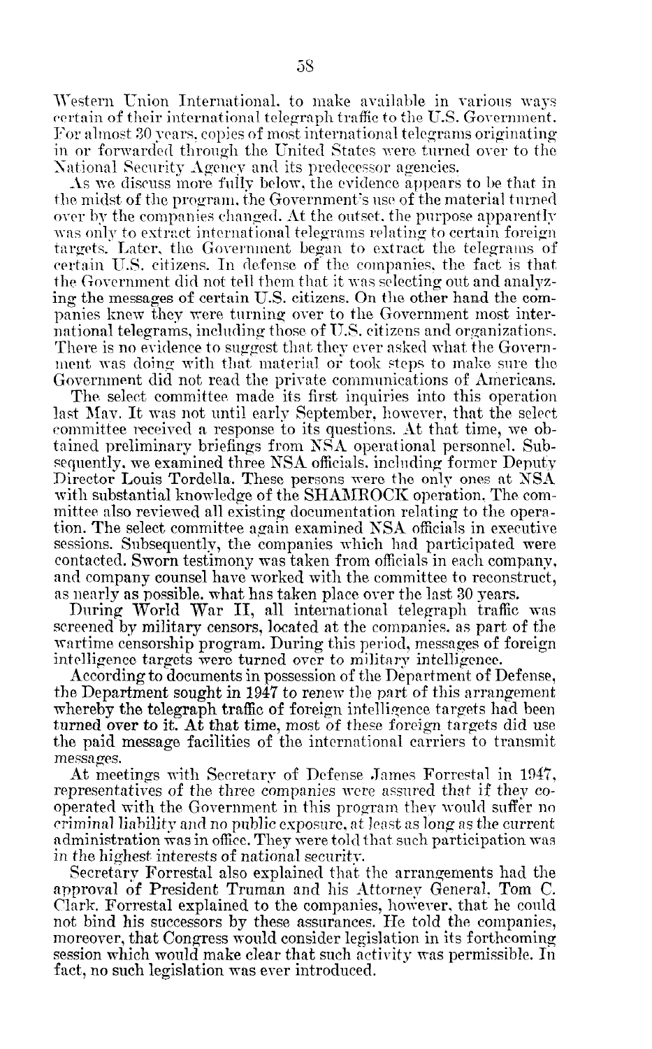Western Union International, to make available in various ways certain of their international telegraph traffic to the U.S. Government. For almost 30 years, copies of most international telegrams originating in or forwarded through the United States were turned over to the National Security Agency and its predecessor agencies.

As we discuss more fully below, the evidence appears to be that in the midst of the program, the Government's use of the material turned over by the companies changed. At the outset, the purpose apparently was only to extract international telegrams relating to certain foreign targets. Later, the Government began to extract the telegrams of certain U.S. citizens. In defense of the companies, the fact is that the Government did not tell them that it was selecting out and analyzing the messages of certain U.S. citizens. On the other hand the companies knew they were turning over to the Government most international telegrams, including those of U.S. citizens and organizations. There is no evidence to suggest that they ever asked what the Government was doing with that material or took steps to make sure the Government did not read the private communications of Americans.

The select committee made its first inquiries into this operation last May. It was not until early September, however, that the select committee received a response to its questions. At that time, we obtained preliminary briefings from NSA operational personnel. Subsequently, we examined three NSA officials, including former Deputy Director Louis Tordella. These persons were the only ones at NSA with substantial knowledge of the SHAMROCK operation. The committee also reviewed all existing documentation relating to the operation. The select committee again examined NSA officials in executive sessions. Subsequently, the companies which had participated were contacted. Sworn testimony was taken from officials in each company, and company counsel have worked with the committee to reconstruct, as nearly as possible, what has taken place over the last 30 years.

During World War II, all international telegraph traffic was screened by military censors, located at the companies, as part of the wartime censorship program. During this period, messages of foreign intelligence targets were turned over to military intelligence.

According to documents in possession of the Department of Defense, the Department sought in 1947 to renew the part of this arrangement whereby the telegraph traffic of foreign intelligence targets had been turned over to it. At that time, most of these foreign targets did use the paid message facilities of the international carriers to transmit messages.

At meetings with Secretary of Defense James Forrestal in 1947, representatives of the three companies were assured that if they cooperated with the Government in this program they would suffer no criminal liability and no public exposure, at least as long as the current administration was in office. They were told that such participation was in the highest interests of national security.

Secretary Forrestal also explained that the arrangements had the approval of President Truman and his Attorney General, Tom C. Clark. Forrestal explained to the companies, however, that he could not bind his successors by these assurances. He told the companies, moreover, that Congress would consider legislation in its forthcoming session which would make clear that such activity was permissible. In fact, no such legislation was ever introduced.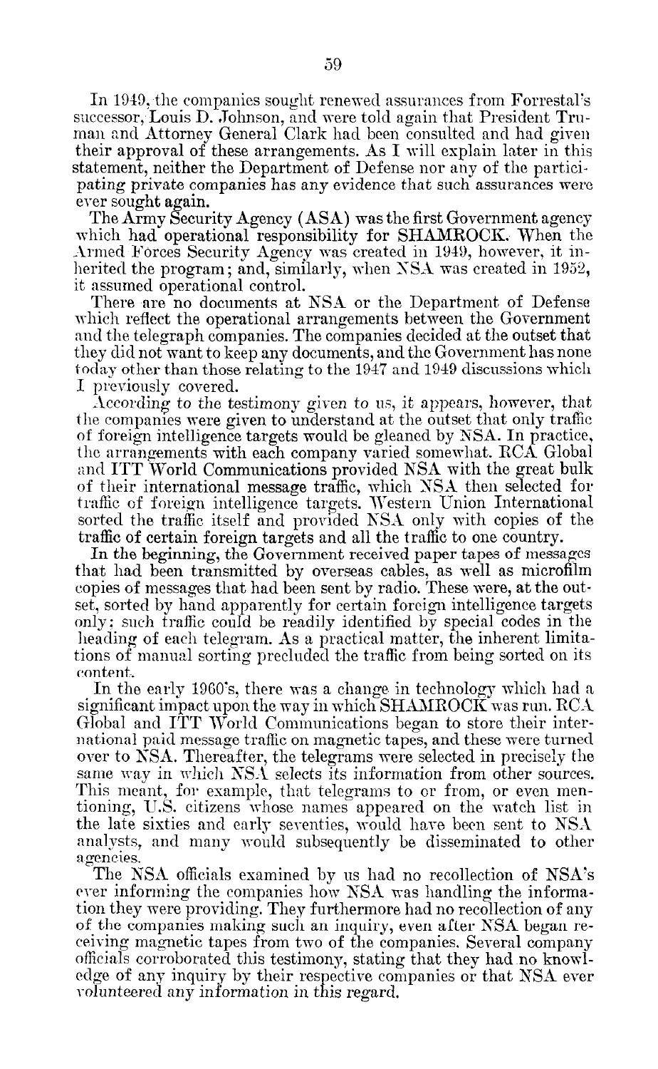In 1949, the companies sought renewed assurances from Forrestal's successor, Louis D. Johnson, and were told again that President Truman and Attorney General Clark had been consulted and had given their approval of these arrangements. As I will explain later in this statement, neither the Department of Defense nor any of the participating private companies has any evidence that such assurances were ever sought again.

The Army Security Agency (ASA) was the first Government agency which had operational responsibility for SHAMROCK. When the Armed Forces Security Agency was created in 1949, however, it inherited the program; and, similarly, when NSA was created in 1952, it assumed operational control.

There are no documents at NSA or the Department of Defense which reflect the operational arrangements between the Government and the telegraph companies. The companies decided at the outset that they did not want to keep any documents, and the Government has none today other than those relating to the 1947 and 1949 discussions which I previously covered.

According to the testimony given to us, it appears, however, that the companies were given to understand at the outset that only traffic of foreign intelligence targets would be gleaned by NSA. In practice, the arrangements with each company varied somewhat. RCA Global and ITT World Communications provided NSA with the great bulk of their international message traffic, which NSA then selected for traffic of foreign intelligence targets. Western Union International sorted the traffic itself and provided NSA only with copies of the traffic of certain foreign targets and all the traffic to one country.

In the beginning, the Government received paper tapes of messages that had been transmitted by overseas cables, as well as microfilm copies of messages that had been sent by radio. These were, at the outset, sorted by hand apparently for certain foreign intelligence targets only; such traffic could be readily identified by special codes in the heading of each telegram. As a practical matter, the inherent limitations of manual sorting precluded the traffic from being sorted on its content.

In the early 1960's, there was a change in technology which had a significant impact upon the way in which SHAMROCK was run. RCA Global and ITT World Communications began to store their international paid message traffic on magnetic tapes, and these were turned over to NSA. Thereafter, the telegrams were selected in precisely the same way in which NSA selects its information from other sources. This meant, for example, that telegrams to or from, or even mentioning, U.S. citizens whose names appeared on the watch list in the late sixties and early seventies, would have been sent to NSA analysts, and many would subsequently be disseminated to other agencies.

The NSA officials examined by us had no recollection of NSA's ever informing the companies how NSA was handling the information they were providing. They furthermore had no recollection of any of the companies making such an inquiry, even after NSA began receiving magnetic tapes from two of the companies. Several company officials corroborated this testimony, stating that they had no knowledge of any inquiry by their respective companies or that NSA ever volunteered any information in this regard.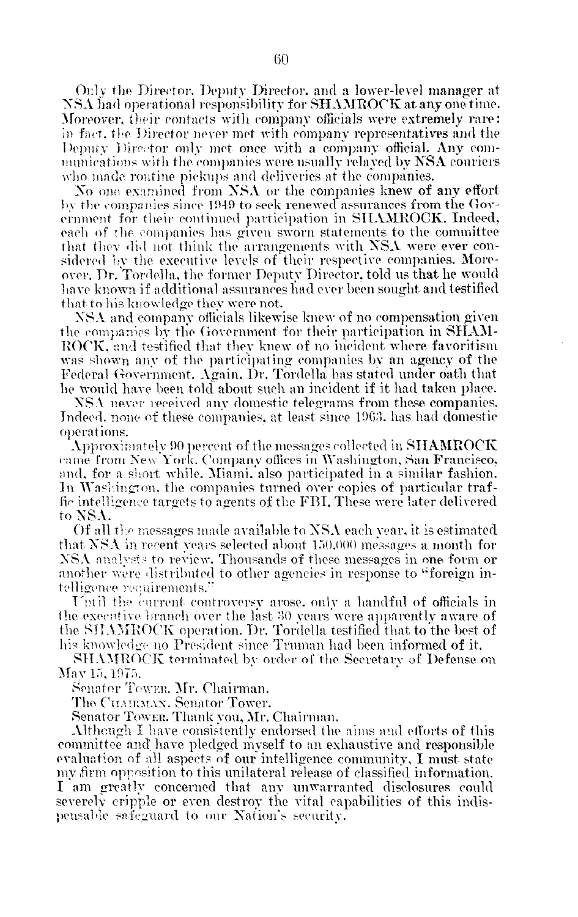Only the Director, Deputy Director, and a lower-level manager at NSA had operational responsibility for SHAMROCK at any one time. Moreover, their contacts with company officials were extremely rare: in fact, the Director never met with company representatives and the Deputy Director only met once with a company official. Any communications with the companies were usually relayed by NSA couriers who made routine pickups and deliveries at the companies.

No one examined from NSA or the companies knew of any effort by the companies since 1949 to seek renewed assurances from the Government for their continued participation in SHAMROCK. Indeed, each of the companies has given sworn statements to the committee that they did not think the arrangements with NSA were ever considered by the executive levels of their respective companies. Moreover, Dr. Tordella, the former Deputy Director, told us that he would have known if additional assurances had ever been sought and testified that to his knowledge they were not.

NSA and company officials likewise knew of no compensation given the companies by the Government for their participation in SHAMROCK, and testified that they knew of no incident where favoritism was shown any of the participating companies by an agency of the Federal Government. Again, Dr. Tordella has stated under oath that he would have been told about such an incident if it had taken place.

NSA never received any domestic telegrams from these companies. Indeed, none of these companies, at least since 1963, has had domestic operations.

Approximately 90 percent of the messages collected in SHAMROCK came from New York. Company offices in Washington, San Francisco, and, for a short while, Miami, also participated in a similar fashion. In Washington, the companies turned over copies of particular traffic intelligence targets to agents of the FBI. These were later delivered to NSA.

Of all the messages made available to NSA each year, it is estimated that NSA in recent years selected about 150,000 messages a month for NSA analysts to review. Thousands of these messages in one form or another were distributed to other agencies in response to "foreign intelligence requirements."

Until the current controversy arose, only a handful of officials in the executive branch over the last 30 years were apparently aware of the SHAMROCK operation. Dr. Tordella testified that to the best of his knowledge no President since Truman had been informed of it.

SHAMROCK terminated by order of the Secretary of Defense on May 15, 1975.

Senator TOWER. Mr. Chairman.

The CHAIRMAN. Senator Tower.

Senator TOWER. Thank you, Mr. Chairman.

Although I have consistently endorsed the aims and efforts of this committee and have pledged myself to an exhaustive and responsible evaluation of all aspects of our intelligence community, I must state my firm opposition to this unilateral release of classified information. I am greatly concerned that any unwarranted disclosures could severely cripple or even destroy the vital capabilities of this indispensable safeguard to our Nation's security.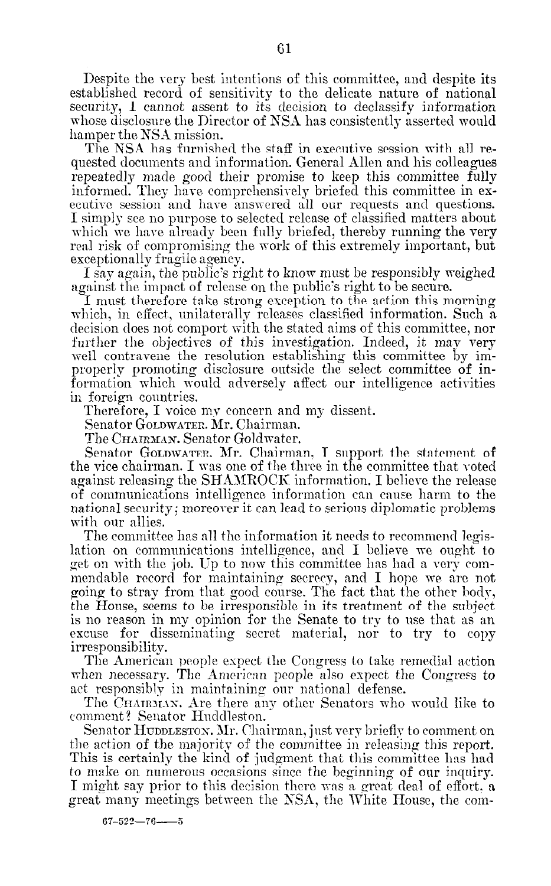Despite the very best intentions of this committee, and despite its established record of sensitivity to the delicate nature of national security, I *cannot* assent to its decision to declassify information whose disclosure the Director of NSA has consistently asserted would hamper the NSA mission.

The NSA has furnished the staff in executive session with all requested documents and information. General Allen and his colleagues repeatedly made good their promise to keep this committee fully informed. They have comprehensively briefed this committee in executive session and have answered all our requests and questions. I simply see no purpose to selected release of classified matters about which we have already been fully briefed, thereby running the very real risk of compromising the work of this extremely important, but exceptionally fragile agency.

I say again, the public's right to know must be responsibly weighed against the impact of release on the public's right to be secure.

I must therefore take strong exception to the action this morning which, in effect, unilaterally releases classified information. Such a decision does not comport with the stated aims of this committee, nor further the objectives of this investigation. Indeed, it may very well contravene the resolution establishing this committee by improperly promoting disclosure outside the select committee of information which would adversely affect our intelligence activities in foreign countries.

Therefore, I voice my concern and my dissent.

Senator GOLDWATER. Mr. Chairman.

The CHAIRMAN. Senator Goldwater.

Senator GOLDWATER. Mr. Chairman, I support the statement of the vice chairman. I was one of the three in the committee that voted against releasing the SHAMROCK information. I believe the release of communications intelligence information can cause harm to the national security; moreover it can lead to serious diplomatic problems with our allies.

The committee has all the information it needs to recommend legislation on communications intelligence, and I believe we ought to get on with the job. Up to now this committee has had a very commendable record for maintaining secrecy, and I hope we are not going to stray from that good course. The fact that the other body, the House, seems to be irresponsible in its treatment of the subject is no reason in my opinion for the Senate to try to use that as an excuse for disseminating secret material, nor to try to copy irresponsibility.

The American people expect the Congress to take remedial action when necessary. The American people also expect the Congress to act responsibly in maintaining our national defense.

The CHAIRMAN. Are there any other Senators who would like to comment? Senator Huddleston.

Senator HUDDLESTON. Mr. Chairman, just very briefly to comment on the action of the majority of the committee in releasing this report. This is certainly the kind of judgment that this committee has had to make on numerous occasions since the beginning of our inquiry. I might say prior to this decision there was a great deal of effort, a great many meetings between the NSA, the White House, the com-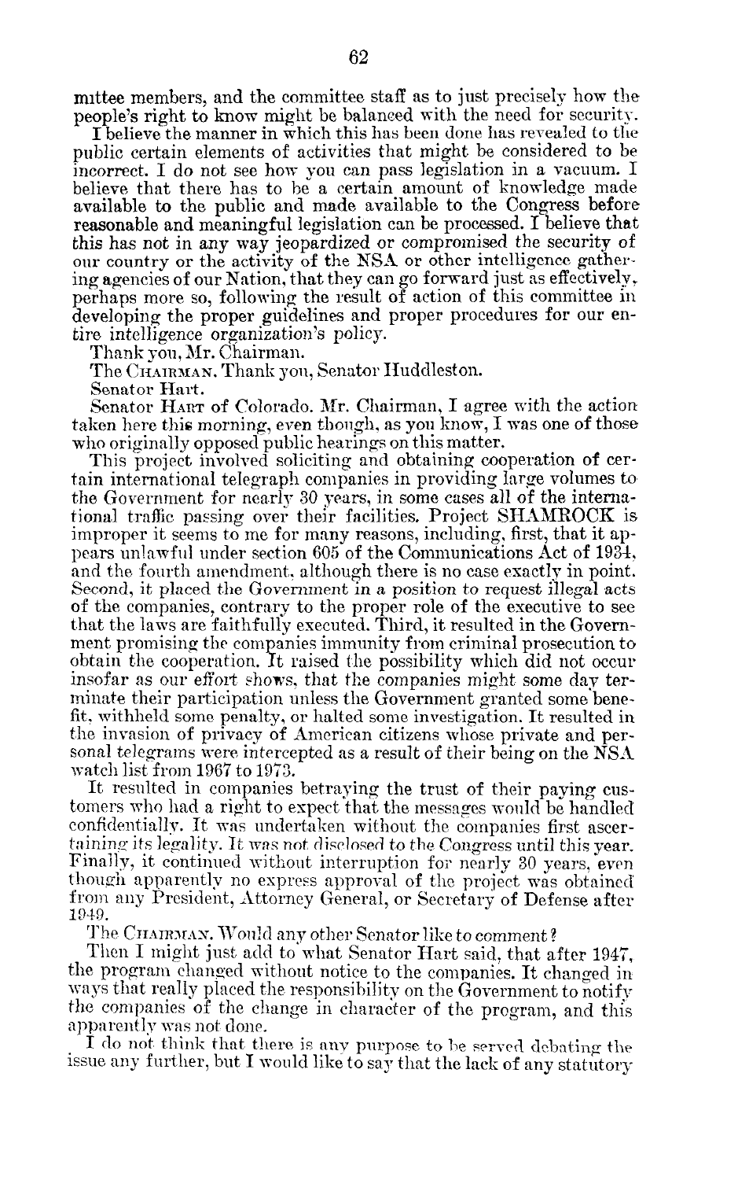mittee members, and the committee staff as to just precisely how the people's right to know might be balanced with the need for security.

I believe the manner in which this has been done has revealed to the public certain elements of activities that might be considered to be incorrect. I do not see how you can pass legislation in a vacuum. I believe that there has to be a certain amount of knowledge made available to the public and made available to the Congress before reasonable and meaningful legislation can be processed. I believe that this has not in any way jeopardized or compromised the security of our country or the activity of the NSA or other intelligence gathering agencies of our Nation, that they can go forward just as effectively, perhaps more so, following the result of action of this committee in developing the proper guidelines and proper procedures for our entire intelligence organization's policy.

Thank you, Mr. Chairman.

The CHAIRMAN. Thank you, Senator Huddleston.

Senator Hart.

Senator HART of Colorado. Mr. Chairman, I agree with the action taken here this morning, even though, as you know, I was one of those who originally opposed public hearings on this matter.

This project involved soliciting and obtaining cooperation of certain international telegraph companies in providing large volumes to the Government for nearly 30 years, in some cases all of the international traffic passing over their facilities. Project SHAMROCK is improper it seems to me for many reasons, including, first, that it appears unlawful under section 605 of the Communications Act of 1934, and the fourth amendment, although there is no case exactly in point. Second, it placed the Government in a position to request illegal acts of the companies, contrary to the proper role of the executive to see that the laws are faithfully executed. Third, it resulted in the Government promising the companies immunity from criminal prosecution to obtain the cooperation. It raised the possibility which did not occur insofar as our effort shows, that the companies might some day terminate their participation unless the Government granted some benefit, withheld some penalty, or halted some investigation. It resulted in the invasion of privacy of American citizens whose private and personal telegrams were intercepted as a result of their being on the NSA watch list from 1967 to 1973.

It resulted in companies betraying the trust of their paying customers who had a right to expect that the messages would be handled confidentially. It was undertaken without the companies first ascertaining its legality. It was not disclosed to the Congress until this year. Finally, it continued without interruption for nearly 30 years, even though apparently no express approval of the project was obtained from any President, Attorney General, or Secretary of Defense after 1949.

The CHAIRMAN. Would any other Senator like to comment?

Then I might just add to what Senator Hart said, that after 1947, the program changed without notice to the companies. It changed in ways that really placed the responsibility on the Government to notify the companies of the change in character of the program, and this apparently was not done.

I do not think that there is any purpose to be served debating the issue any further, but I would like to say that the lack of any statutory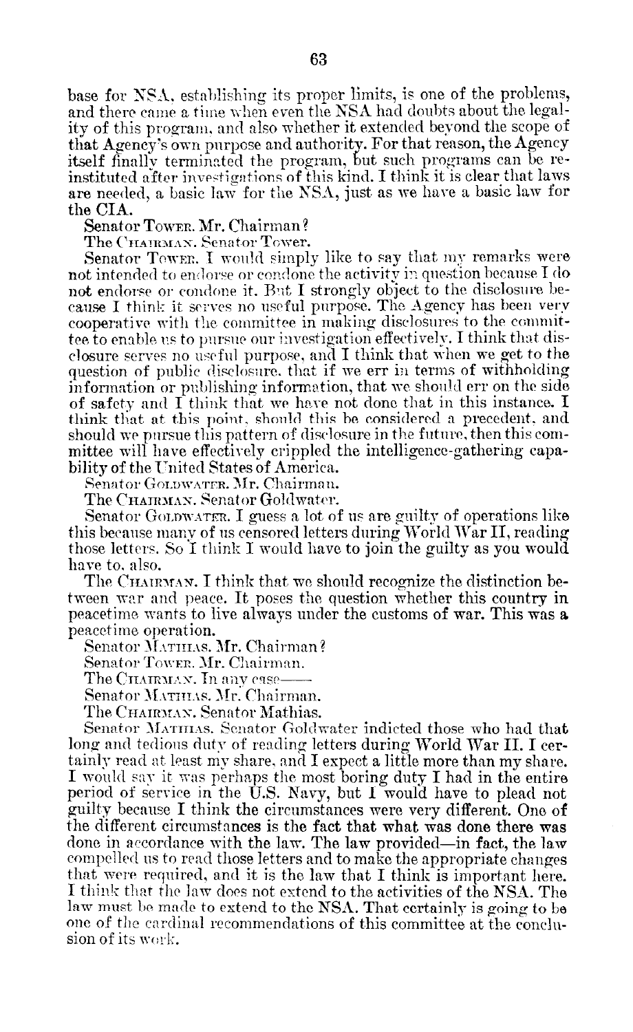base for NSA, establishing its proper limits, is one of the problems, and there came a time when even the NSA had doubts about the legality of this program, and also whether it extended beyond the scope of that Agency's own purpose and authority. For that reason, the Agency itself finally terminated the program, but such programs can be reinstituted after investigations of this kind. I think it is clear that laws are needed, a basic law for the NSA, just as we have a basic law for the CIA.

Senator TOWER. Mr. Chairman?

The CHAIRMAN. Senator Tower.

Senator TOWER. I would simply like to say that my remarks were not intended to endorse or condone the activity in question because I do not endorse or condone it. But I strongly object to the disclosure because I think it serves no useful purpose. The Agency has been very cooperative with the committee in making disclosures to the committee to enable us to pursue our investigation effectively. I think that disclosure serves no useful purpose, and I think that when we get to the question of public disclosure, that if we err in terms of withholding information or publishing information, that we should err on the side of safety and I think that we have not done that in this instance. I think that at this point, should this be considered a precedent, and should we pursue this pattern of disclosure in the future, then this committee will have effectively crippled the intelligence-gathering capability of the United States of America.

Senator GOLDWATER. Mr. Chairman.

The CHAIRMAN. Senator Goldwater.

Senator GOLDWATER. I guess a lot of us are guilty of operations like this because many of us censored letters during World War II, reading those letters. So I think I would have to join the guilty as you would have to, also.

The CHAIRMAN. I think that we should recognize the distinction between war and peace. It poses the question whether this country in peacetime wants to live always under the customs of war. This was a peacetime operation.

Senator MATHIAS. Mr. Chairman?

Senator TOWER. Mr. Chairman.

The CHAIRMAN. In any case——

Senator MATHIAS. Mr. Chairman.

The CHAIRMAN. Senator Mathias.

Senator MATHIAS. Senator Goldwater indicted those who had that long and tedious duty of reading letters during World War II. I certainly read at least my share, and I expect a little more than my share. I would say it was perhaps the most boring duty I had in the entire period of service in the U.S. Navy, but I would have to plead not guilty because I think the circumstances were very different. One of the different circumstances is the fact that what was done there was done in accordance with the law. The law provided—in fact, the law compelled us to read those letters and to make the appropriate changes that were required, and it is the law that I think is important here. I think that the law does not extend to the activities of the NSA. The law must be made to extend to the NSA. That certainly is going to be one of the cardinal recommendations of this committee at the conclusion of its work.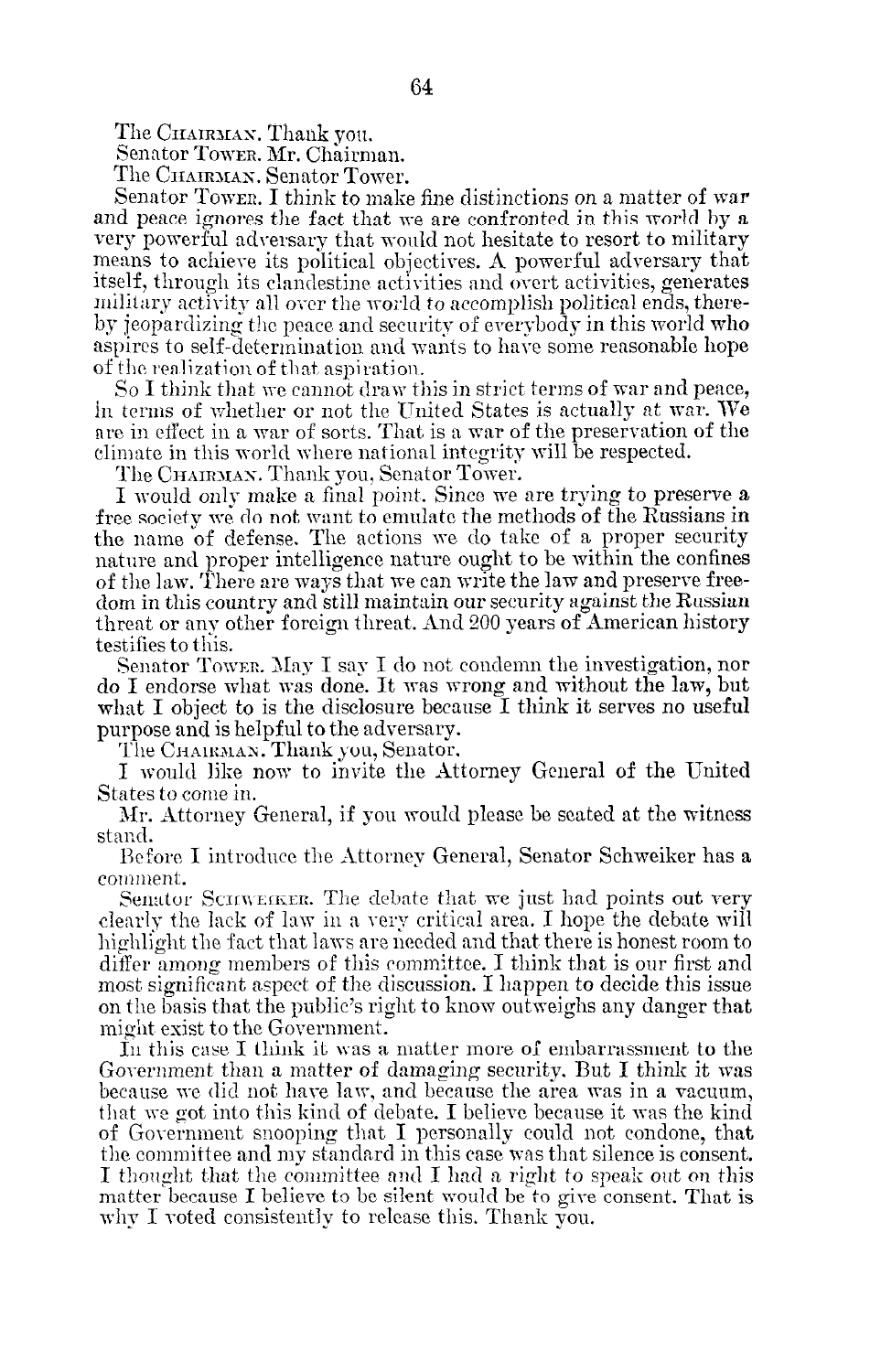The CHAIRMAN. Thank you.

Senator TOWER. Mr. Chairman.

The CHAIRMAN. Senator Tower.

Senator TOWER. I think to make fine distinctions on a matter of war and peace ignores the fact that we are confronted in this world by a very powerful adversary that would not hesitate to resort to military means to achieve its political objectives. A powerful adversary that itself, through its clandestine activities and overt activities, generates military activity all over the world to accomplish political ends, thereby jeopardizing the peace and security of everybody in this world who aspires to self-determination and wants to have some reasonable hope of the realization of that aspiration.

So I think that we cannot draw this in strict terms of war and peace, in terms of whether or not the United States is actually at war. We are in effect in a war of sorts. That is a war of the preservation of the climate in this world where national integrity will be respected.

The CHAIRMAN. Thank you, Senator Tower.

I would only make a final point. Since we are trying to preserve a free society we do not want to emulate the methods of the Russians in the name of defense. The actions we do take of a proper security nature and proper intelligence nature ought to be within the confines of the law. There are ways that we can write the law and preserve freedom in this country and still maintain our security against the Russian threat or any other foreign threat. And 200 years of American history testifies to this.

Senator TOWER. May I say I do not condemn the investigation, nor do I endorse what was done. It was wrong and without the law, but what I object to is the disclosure because I think it serves no useful purpose and is helpful to the adversary.

The CHAIRMAN. Thank you, Senator.

I would like now to invite the Attorney General of the United States to come in.

Mr. Attorney General, if you would please be seated at the witness stand.

Before I introduce the Attorney General, Senator Schweiker has a comment.

Senator SCHWEIKER. The debate that we just had points out very clearly the lack of law in a very critical area. I hope the debate will highlight the fact that laws are needed and that there is honest room to differ among members of this committee. I think that is our first and most significant aspect of the discussion. I happen to decide this issue on the basis that the public's right to know outweighs any danger that might exist to the Government.

In this case I think it was a matter more of embarrassment to the Government than a matter of damaging security. But I think it was because we did not have law, and because the area was in a vacuum, that we got into this kind of debate. I believe because it was the kind of Government snooping that I personally could not condone, that the committee and my standard in this case was that silence is consent. I thought that the committee and I had a right to speak out on this matter because I believe to be silent would be to give consent. That is why I voted consistently to release this. Thank you.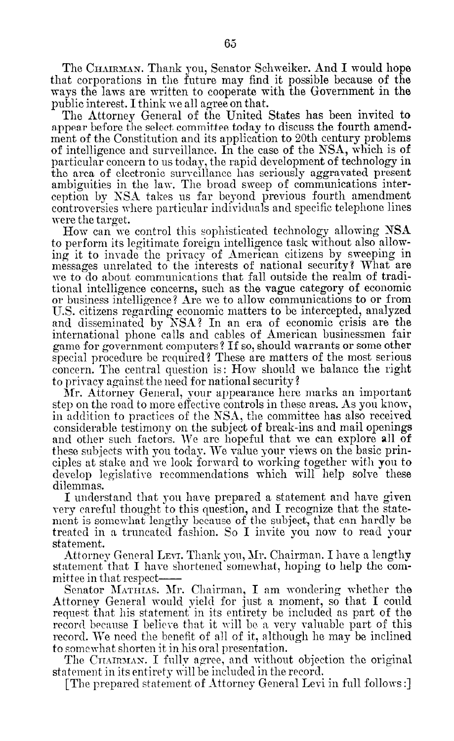The CHAIRMAN. Thank you, Senator Schweiker. And I would hope that corporations in the future may find it possible because of the ways the laws are written to cooperate with the Government in the public interest. I think we all agree on that.

The Attorney General of the United States has been invited to appear before the select committee today to discuss the fourth amendment of the Constitution and its application to 20th century problems of intelligence and surveillance. In the case of the NSA, which is of particular concern to us today, the rapid development of technology in the area of electronic surveillance has seriously aggravated present ambiguities in the law. The broad sweep of communications interception by NSA takes us far beyond previous fourth amendment controversies where particular individuals and specific telephone lines were the target.

How can we control this sophisticated technology allowing NSA to perform its legitimate foreign intelligence task without also allowing it to invade the privacy of American citizens by sweeping in messages unrelated to the interests of national security? What are we to do about communications that fall outside the realm of traditional intelligence concerns, such as the vague category of economic or business intelligence? Are we to allow communications to or from U.S. citizens regarding economic matters to be intercepted, analyzed and disseminated by NSA? In an era of economic crisis are the international phone calls and cables of American businessmen fair game for government computers? If so, should warrants or some other special procedure be required? These are matters of the most serious concern. The central question is: How should we balance the right to privacy against the need for national security?

Mr. Attorney General, your appearance here marks an important step on the road to more effective controls in these areas. As you know, in addition to practices of the NSA, the committee has also received considerable testimony on the subject of break-ins and mail openings and other such factors. We are hopeful that we can explore all of these subjects with you today. We value your views on the basic principles at stake and we look forward to working together with you to develop legislative recommendations which will help solve these dilemmas.

I understand that you have prepared a statement and have given very careful thought to this question, and I recognize that the statement is somewhat lengthy because of the subject, that can hardly be treated in a truncated fashion. So I invite you now to read your statement.

Attorney General LEVI. Thank you, Mr. Chairman. I have a lengthy statement that I have shortened somewhat, hoping to help the committee in that respect——

Senator MATHIAS. Mr. Chairman, I am wondering whether the Attorney General would yield for just a moment, so that I could request that his statement in its entirety be included as part of the record because I believe that it will be a very valuable part of this record. We need the benefit of all of it, although he may be inclined to somewhat shorten it in his oral presentation.

The CHAIRMAN. I fully agree, and without objection the original statement in its entirety will be included in the record.

[The prepared statement of Attorney General Levi in full follows:]